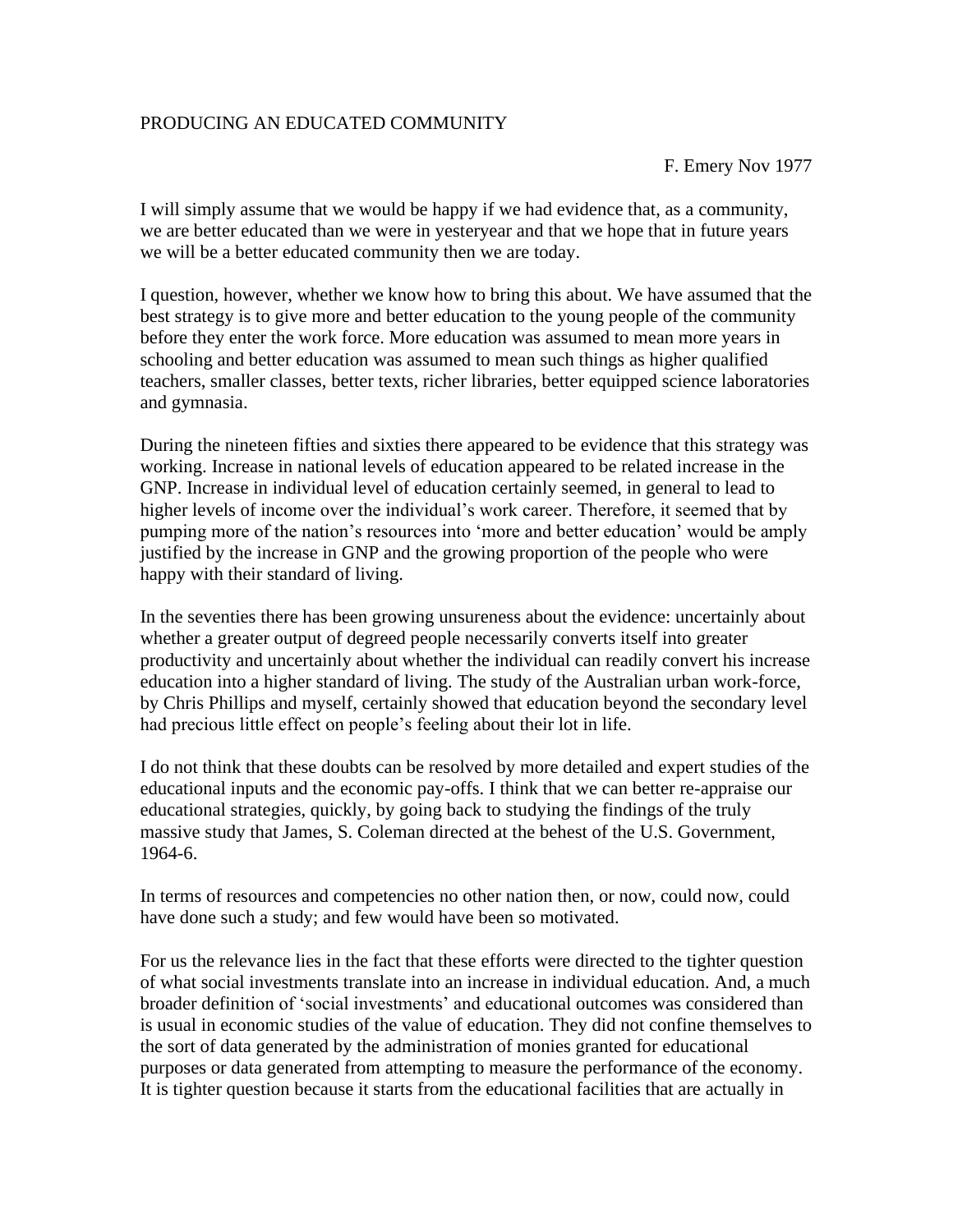PRODUCING AN EDUCATED COMMUNITY

F. Emery Nov 1977

I will simply assume that we would be happy if we had evidence that, as a community, we are better educated than we were in yesteryear and that we hope that in future years we will be a better educated community then we are today.

I question, however, whether we know how to bring this about. We have assumed that the best strategy is to give more and better education to the young people of the community before they enter the work force. More education was assumed to mean more years in schooling and better education was assumed to mean such things as higher qualified teachers, smaller classes, better texts, richer libraries, better equipped science laboratories and gymnasia.

During the nineteen fifties and sixties there appeared to be evidence that this strategy was working. Increase in national levels of education appeared to be related increase in the GNP. Increase in individual level of education certainly seemed, in general to lead to higher levels of income over the individual's work career. Therefore, it seemed that by pumping more of the nation's resources into 'more and better education' would be amply justified by the increase in GNP and the growing proportion of the people who were happy with their standard of living.

In the seventies there has been growing unsureness about the evidence: uncertainly about whether a greater output of degreed people necessarily converts itself into greater productivity and uncertainly about whether the individual can readily convert his increase education into a higher standard of living. The study of the Australian urban work-force, by Chris Phillips and myself, certainly showed that education beyond the secondary level had precious little effect on people's feeling about their lot in life.

I do not think that these doubts can be resolved by more detailed and expert studies of the educational inputs and the economic pay-offs. I think that we can better re-appraise our educational strategies, quickly, by going back to studying the findings of the truly massive study that James, S. Coleman directed at the behest of the U.S. Government, 1964-6.

In terms of resources and competencies no other nation then, or now, could now, could have done such a study; and few would have been so motivated.

For us the relevance lies in the fact that these efforts were directed to the tighter question of what social investments translate into an increase in individual education. And, a much broader definition of 'social investments' and educational outcomes was considered than is usual in economic studies of the value of education. They did not confine themselves to the sort of data generated by the administration of monies granted for educational purposes or data generated from attempting to measure the performance of the economy. It is tighter question because it starts from the educational facilities that are actually in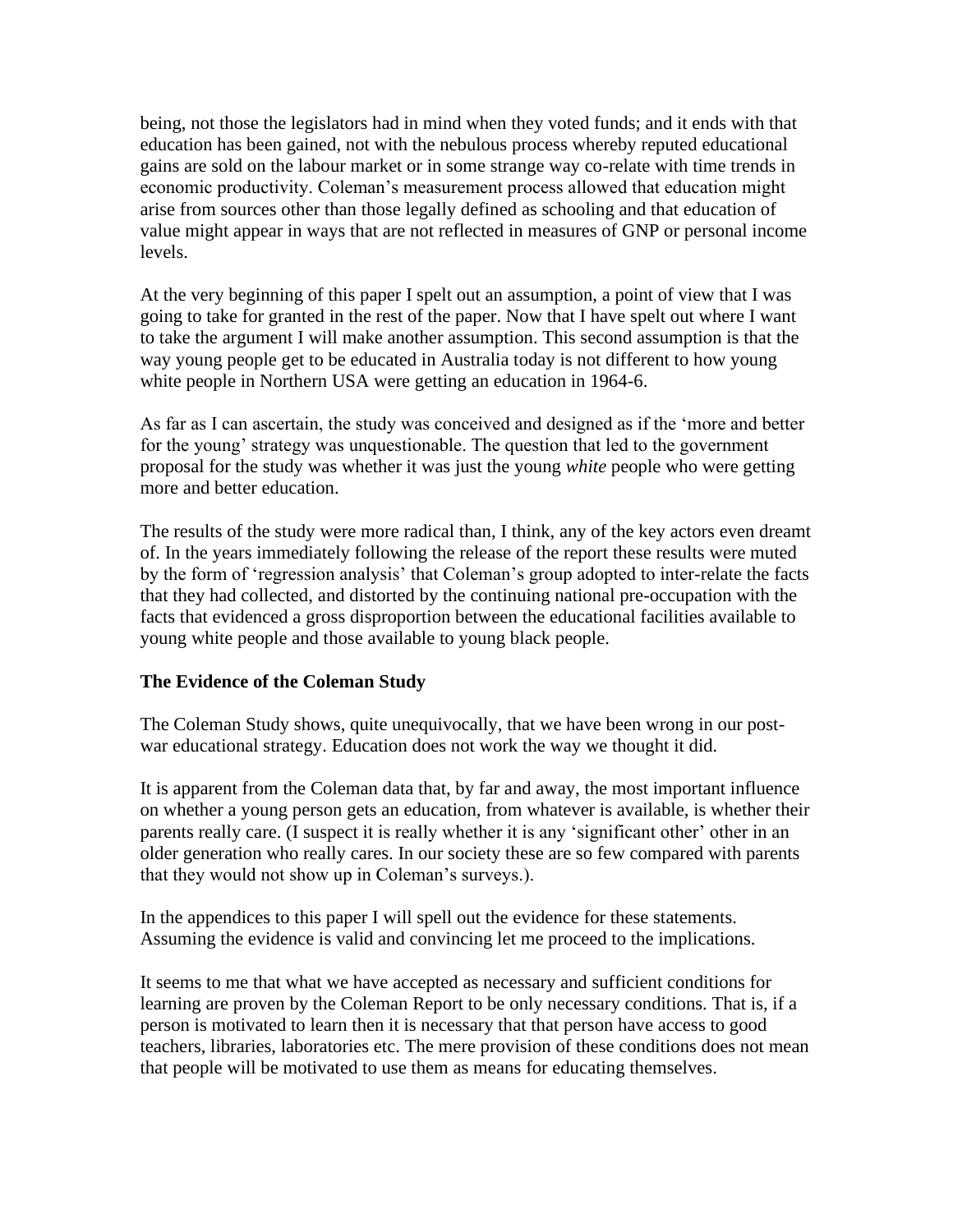being, not those the legislators had in mind when they voted funds; and it ends with that education has been gained, not with the nebulous process whereby reputed educational gains are sold on the labour market or in some strange way co-relate with time trends in economic productivity. Coleman's measurement process allowed that education might arise from sources other than those legally defined as schooling and that education of value might appear in ways that are not reflected in measures of GNP or personal income levels.

At the very beginning of this paper I spelt out an assumption, a point of view that I was going to take for granted in the rest of the paper. Now that I have spelt out where I want to take the argument I will make another assumption. This second assumption is that the way young people get to be educated in Australia today is not different to how young white people in Northern USA were getting an education in 1964-6.

As far as I can ascertain, the study was conceived and designed as if the 'more and better for the young' strategy was unquestionable. The question that led to the government proposal for the study was whether it was just the young *white* people who were getting more and better education.

The results of the study were more radical than, I think, any of the key actors even dreamt of. In the years immediately following the release of the report these results were muted by the form of 'regression analysis' that Coleman's group adopted to inter-relate the facts that they had collected, and distorted by the continuing national pre-occupation with the facts that evidenced a gross disproportion between the educational facilities available to young white people and those available to young black people.

**The Evidence of the Coleman Study**

The Coleman Study shows, quite unequivocally, that we have been wrong in our post-war educational strategy. Education does not work the way we thought it did.

It is apparent from the Coleman data that, by far and away, the most important influence on whether a young person gets an education, from whatever is available, is whether their parents really care. (I suspect it is really whether it is any 'significant other' other in an older generation who really cares. In our society these are so few compared with parents that they would not show up in Coleman's surveys.).

In the appendices to this paper I will spell out the evidence for these statements. Assuming the evidence is valid and convincing let me proceed to the implications.

It seems to me that what we have accepted as necessary and sufficient conditions for learning are proven by the Coleman Report to be only necessary conditions. That is, if a person is motivated to learn then it is necessary that that person have access to good teachers, libraries, laboratories etc. The mere provision of these conditions does not mean that people will be motivated to use them as means for educating themselves.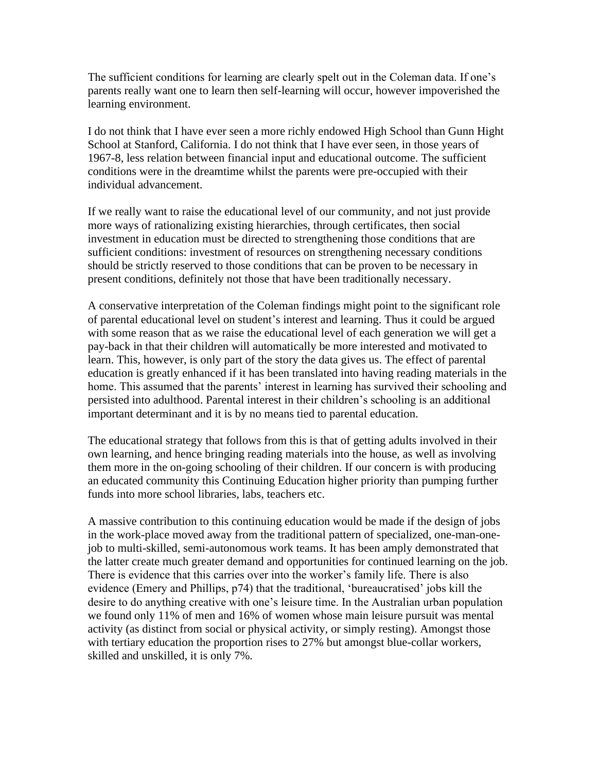The sufficient conditions for learning are clearly spelt out in the Coleman data. If one's parents really want one to learn then self-learning will occur, however impoverished the learning environment.

I do not think that I have ever seen a more richly endowed High School than Gunn Hight School at Stanford, California. I do not think that I have ever seen, in those years of 1967-8, less relation between financial input and educational outcome. The sufficient conditions were in the dreamtime whilst the parents were pre-occupied with their individual advancement.

If we really want to raise the educational level of our community, and not just provide more ways of rationalizing existing hierarchies, through certificates, then social investment in education must be directed to strengthening those conditions that are sufficient conditions: investment of resources on strengthening necessary conditions should be strictly reserved to those conditions that can be proven to be necessary in present conditions, definitely not those that have been traditionally necessary.

A conservative interpretation of the Coleman findings might point to the significant role of parental educational level on student's interest and learning. Thus it could be argued with some reason that as we raise the educational level of each generation we will get a pay-back in that their children will automatically be more interested and motivated to learn. This, however, is only part of the story the data gives us. The effect of parental education is greatly enhanced if it has been translated into having reading materials in the home. This assumed that the parents' interest in learning has survived their schooling and persisted into adulthood. Parental interest in their children's schooling is an additional important determinant and it is by no means tied to parental education.

The educational strategy that follows from this is that of getting adults involved in their own learning, and hence bringing reading materials into the house, as well as involving them more in the on-going schooling of their children. If our concern is with producing an educated community this Continuing Education higher priority than pumping further funds into more school libraries, labs, teachers etc.

A massive contribution to this continuing education would be made if the design of jobs in the work-place moved away from the traditional pattern of specialized, one-man-one-job to multi-skilled, semi-autonomous work teams. It has been amply demonstrated that the latter create much greater demand and opportunities for continued learning on the job. There is evidence that this carries over into the worker's family life. There is also evidence (Emery and Phillips, p74) that the traditional, 'bureaucratised' jobs kill the desire to do anything creative with one's leisure time. In the Australian urban population we found only 11% of men and 16% of women whose main leisure pursuit was mental activity (as distinct from social or physical activity, or simply resting). Amongst those with tertiary education the proportion rises to 27% but amongst blue-collar workers, skilled and unskilled, it is only 7%.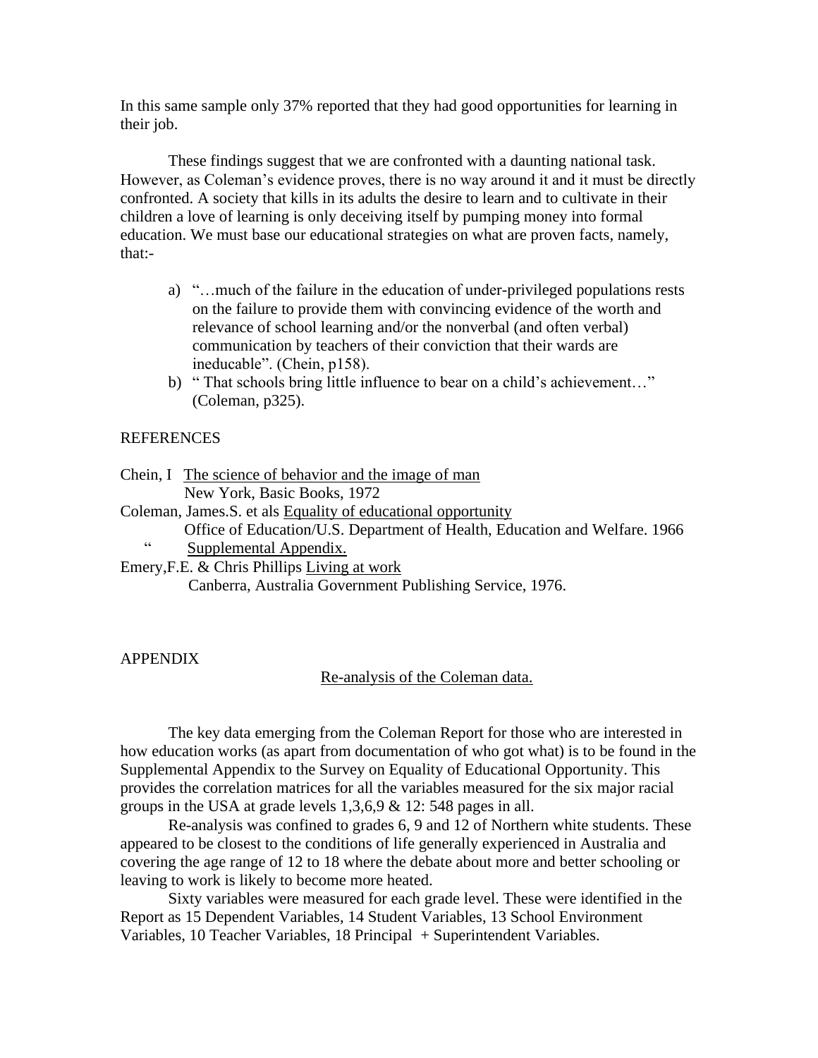In this same sample only 37% reported that they had good opportunities for learning in their job.

These findings suggest that we are confronted with a daunting national task. However, as Coleman's evidence proves, there is no way around it and it must be directly confronted. A society that kills in its adults the desire to learn and to cultivate in their children a love of learning is only deceiving itself by pumping money into formal education. We must base our educational strategies on what are proven facts, namely, that:-

a) "…much of the failure in the education of under-privileged populations rests on the failure to provide them with convincing evidence of the worth and relevance of school learning and/or the nonverbal (and often verbal) communication by teachers of their conviction that their wards are ineducable". (Chein, p158).
b) " That schools bring little influence to bear on a child's achievement…" (Coleman, p325).

REFERENCES

Chein, I <u>The science of behavior and the image of man</u>
New York, Basic Books, 1972

Coleman, James.S. et als <u>Equality of educational opportunity</u>
Office of Education/U.S. Department of Health, Education and Welfare. 1966
" <u>Supplemental Appendix.</u>

Emery,F.E. & Chris Phillips <u>Living at work</u>
Canberra, Australia Government Publishing Service, 1976.

APPENDIX

<u>Re-analysis of the Coleman data.</u>

The key data emerging from the Coleman Report for those who are interested in how education works (as apart from documentation of who got what) is to be found in the Supplemental Appendix to the Survey on Equality of Educational Opportunity. This provides the correlation matrices for all the variables measured for the six major racial groups in the USA at grade levels 1,3,6,9 & 12: 548 pages in all.

Re-analysis was confined to grades 6, 9 and 12 of Northern white students. These appeared to be closest to the conditions of life generally experienced in Australia and covering the age range of 12 to 18 where the debate about more and better schooling or leaving to work is likely to become more heated.

Sixty variables were measured for each grade level. These were identified in the Report as 15 Dependent Variables, 14 Student Variables, 13 School Environment Variables, 10 Teacher Variables, 18 Principal + Superintendent Variables.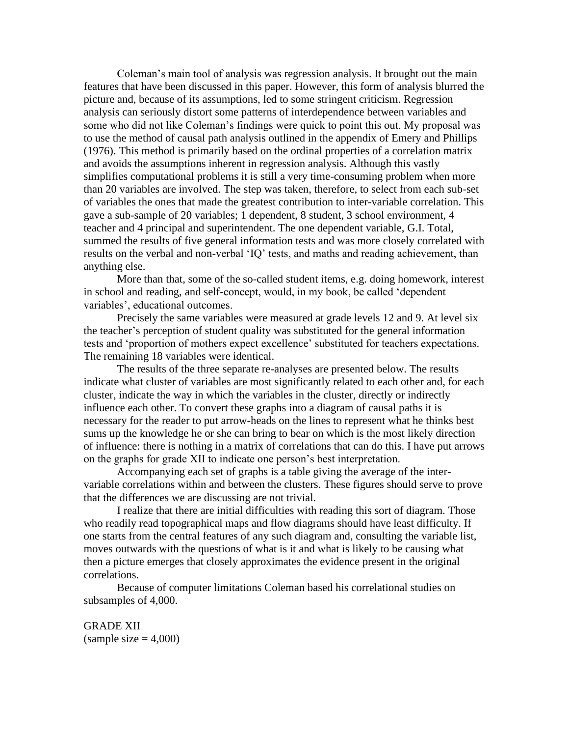Coleman's main tool of analysis was regression analysis. It brought out the main features that have been discussed in this paper. However, this form of analysis blurred the picture and, because of its assumptions, led to some stringent criticism. Regression analysis can seriously distort some patterns of interdependence between variables and some who did not like Coleman's findings were quick to point this out. My proposal was to use the method of causal path analysis outlined in the appendix of Emery and Phillips (1976). This method is primarily based on the ordinal properties of a correlation matrix and avoids the assumptions inherent in regression analysis. Although this vastly simplifies computational problems it is still a very time-consuming problem when more than 20 variables are involved. The step was taken, therefore, to select from each sub-set of variables the ones that made the greatest contribution to inter-variable correlation. This gave a sub-sample of 20 variables; 1 dependent, 8 student, 3 school environment, 4 teacher and 4 principal and superintendent. The one dependent variable, G.I. Total, summed the results of five general information tests and was more closely correlated with results on the verbal and non-verbal 'IQ' tests, and maths and reading achievement, than anything else.

More than that, some of the so-called student items, e.g. doing homework, interest in school and reading, and self-concept, would, in my book, be called 'dependent variables', educational outcomes.

Precisely the same variables were measured at grade levels 12 and 9. At level six the teacher's perception of student quality was substituted for the general information tests and 'proportion of mothers expect excellence' substituted for teachers expectations. The remaining 18 variables were identical.

The results of the three separate re-analyses are presented below. The results indicate what cluster of variables are most significantly related to each other and, for each cluster, indicate the way in which the variables in the cluster, directly or indirectly influence each other. To convert these graphs into a diagram of causal paths it is necessary for the reader to put arrow-heads on the lines to represent what he thinks best sums up the knowledge he or she can bring to bear on which is the most likely direction of influence: there is nothing in a matrix of correlations that can do this. I have put arrows on the graphs for grade XII to indicate one person's best interpretation.

Accompanying each set of graphs is a table giving the average of the inter-variable correlations within and between the clusters. These figures should serve to prove that the differences we are discussing are not trivial.

I realize that there are initial difficulties with reading this sort of diagram. Those who readily read topographical maps and flow diagrams should have least difficulty. If one starts from the central features of any such diagram and, consulting the variable list, moves outwards with the questions of what is it and what is likely to be causing what then a picture emerges that closely approximates the evidence present in the original correlations.

Because of computer limitations Coleman based his correlational studies on subsamples of 4,000.

GRADE XII
(sample size = 4,000)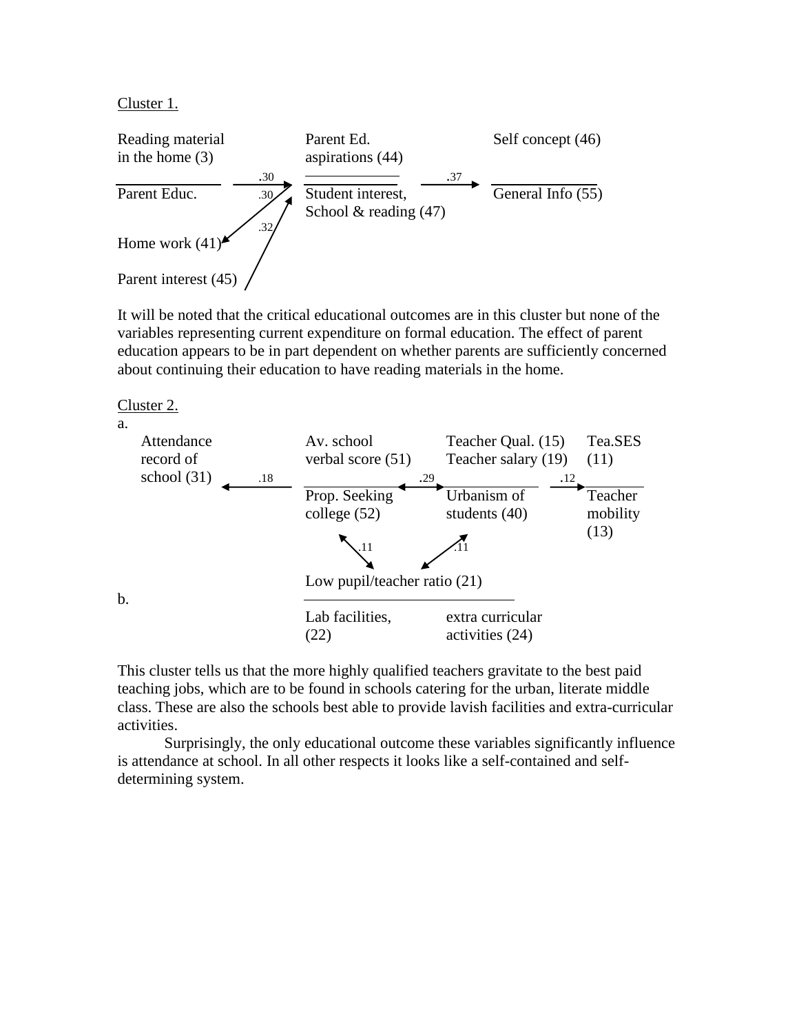Cluster 1.

```
Reading material              Parent Ed.                 Self concept (46)
in the home (3)               aspirations (44)
                    .30                          .37
Parent Educ.        .30       Student interest,          General Info (55)
                              School & reading (47)
                    .32
Home work (41)

Parent interest (45)
```

It will be noted that the critical educational outcomes are in this cluster but none of the variables representing current expenditure on formal education. The effect of parent education appears to be in part dependent on whether parents are sufficiently concerned about continuing their education to have reading materials in the home.

Cluster 2.

a.

```
   Attendance          Av. school            Teacher Qual. (15)    Tea.SES
   record of           verbal score (51)     Teacher salary (19)   (11)
   school (31)   .18                    .29                   .12
                       Prop. Seeking         Urbanism of           Teacher
                       college (52)          students (40)         mobility
                                                                   (13)
                              .11        .11

                       Low pupil/teacher ratio (21)
```

b.

```
                       Lab facilities,       extra curricular
                       (22)                  activities (24)
```

This cluster tells us that the more highly qualified teachers gravitate to the best paid teaching jobs, which are to be found in schools catering for the urban, literate middle class. These are also the schools best able to provide lavish facilities and extra-curricular activities.

Surprisingly, the only educational outcome these variables significantly influence is attendance at school. In all other respects it looks like a self-contained and self-determining system.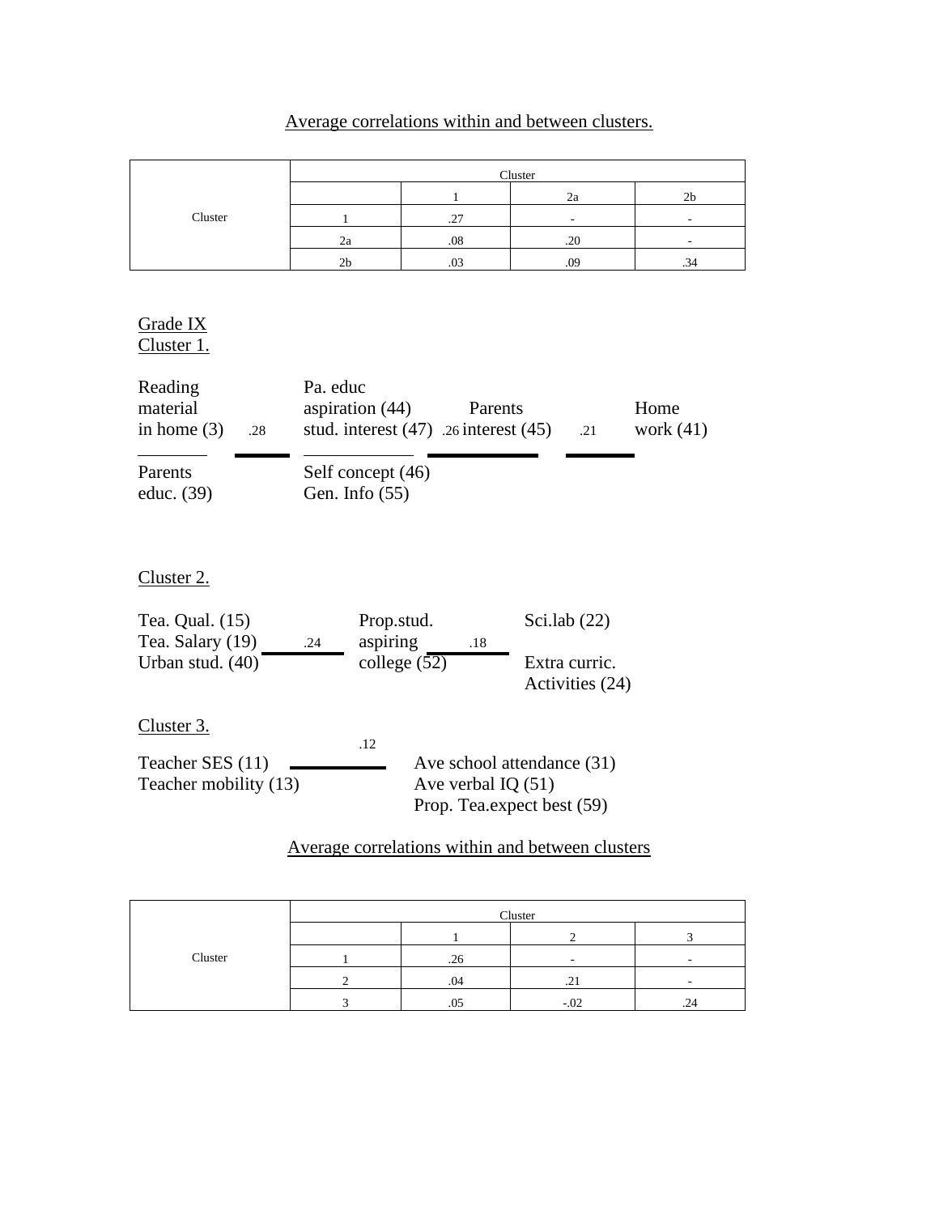Average correlations within and between clusters.

| | Cluster | | | |
|---|---|---|---|---|
| | | 1 | 2a | 2b |
| Cluster | 1 | .27 | - | - |
| | 2a | .08 | .20 | - |
| | 2b | .03 | .09 | .34 |

Grade IX

Cluster 1.

Reading material in home (3) / Parents educ. (39) — .28 — Pa. educ aspiration (44), stud. interest (47) / Self concept (46), Gen. Info (55) — .26 — Parents interest (45) — .21 — Home work (41)

Cluster 2.

Tea. Qual. (15), Tea. Salary (19), Urban stud. (40) — .24 — Prop.stud. aspiring college (52) — .18 — Sci.lab (22), Extra curric. Activities (24)

Cluster 3.

Teacher SES (11), Teacher mobility (13) — .12 — Ave school attendance (31), Ave verbal IQ (51), Prop. Tea.expect best (59)

Average correlations within and between clusters

| | Cluster | | | |
|---|---|---|---|---|
| | | 1 | 2 | 3 |
| Cluster | 1 | .26 | - | - |
| | 2 | .04 | .21 | - |
| | 3 | .05 | -.02 | .24 |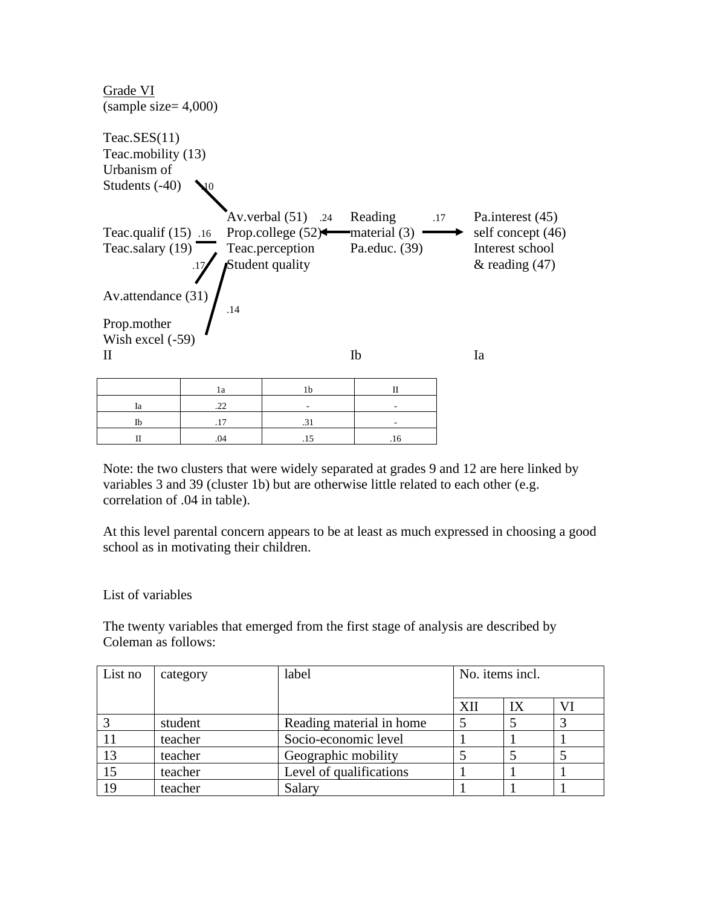Grade VI
(sample size= 4,000)

Teac.SES(11)
Teac.mobility (13)
Urbanism of
Students (-40) .10

Av.verbal (51) .24 Reading .17 Pa.interest (45)
Teac.qualif (15) .16 Prop.college (52) material (3) self concept (46)
Teac.salary (19) Teac.perception Pa.educ. (39) Interest school
.17 Student quality & reading (47)

Av.attendance (31)
.14
Prop.mother
Wish excel (-59)
II Ib Ia

| | 1a | 1b | II |
|---|---|---|---|
| Ia | .22 | - | - |
| Ib | .17 | .31 | - |
| II | .04 | .15 | .16 |

Note: the two clusters that were widely separated at grades 9 and 12 are here linked by variables 3 and 39 (cluster 1b) but are otherwise little related to each other (e.g. correlation of .04 in table).

At this level parental concern appears to be at least as much expressed in choosing a good school as in motivating their children.

List of variables

The twenty variables that emerged from the first stage of analysis are described by Coleman as follows:

| List no | category | label | No. items incl. | | |
|---|---|---|---|---|---|
| | | | XII | IX | VI |
| 3 | student | Reading material in home | 5 | 5 | 3 |
| 11 | teacher | Socio-economic level | 1 | 1 | 1 |
| 13 | teacher | Geographic mobility | 5 | 5 | 5 |
| 15 | teacher | Level of qualifications | 1 | 1 | 1 |
| 19 | teacher | Salary | 1 | 1 | 1 |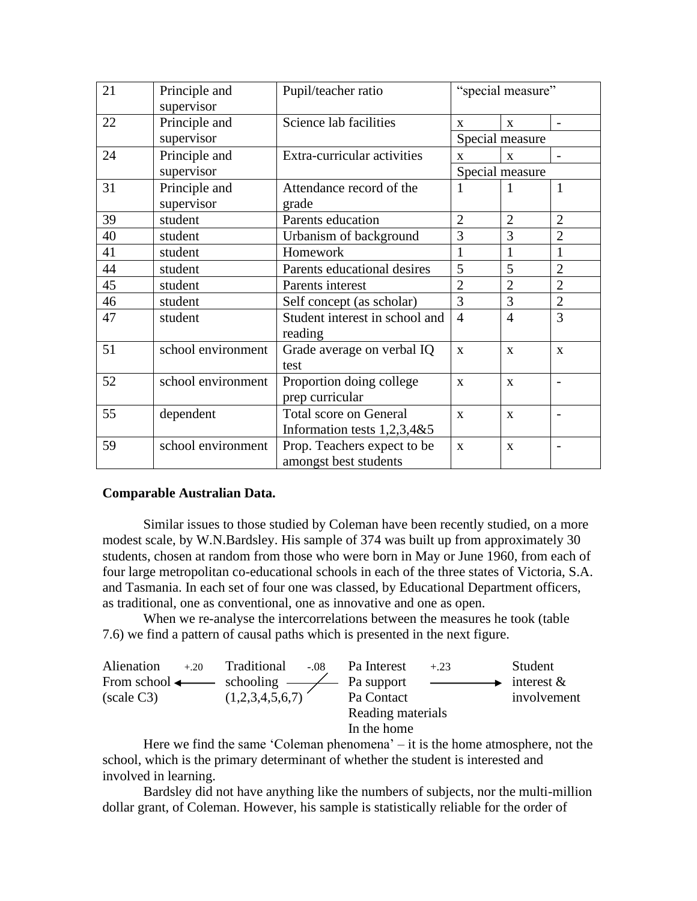| | | | | | |
|---|---|---|---|---|---|
| 21 | Principle and supervisor | Pupil/teacher ratio | "special measure" | | |
| 22 | Principle and supervisor | Science lab facilities | x | x | - |
| | | | Special measure | | |
| 24 | Principle and supervisor | Extra-curricular activities | x | x | - |
| | | | Special measure | | |
| 31 | Principle and supervisor | Attendance record of the grade | 1 | 1 | 1 |
| 39 | student | Parents education | 2 | 2 | 2 |
| 40 | student | Urbanism of background | 3 | 3 | 2 |
| 41 | student | Homework | 1 | 1 | 1 |
| 44 | student | Parents educational desires | 5 | 5 | 2 |
| 45 | student | Parents interest | 2 | 2 | 2 |
| 46 | student | Self concept (as scholar) | 3 | 3 | 2 |
| 47 | student | Student interest in school and reading | 4 | 4 | 3 |
| 51 | school environment | Grade average on verbal IQ test | x | x | x |
| 52 | school environment | Proportion doing college prep curricular | x | x | - |
| 55 | dependent | Total score on General Information tests 1,2,3,4&5 | x | x | - |
| 59 | school environment | Prop. Teachers expect to be amongst best students | x | x | - |

**Comparable Australian Data.**

Similar issues to those studied by Coleman have been recently studied, on a more modest scale, by W.N.Bardsley. His sample of 374 was built up from approximately 30 students, chosen at random from those who were born in May or June 1960, from each of four large metropolitan co-educational schools in each of the three states of Victoria, S.A. and Tasmania. In each set of four one was classed, by Educational Department officers, as traditional, one as conventional, one as innovative and one as open.

When we re-analyse the intercorrelations between the measures he took (table 7.6) we find a pattern of causal paths which is presented in the next figure.

Alienation From school (scale C3) ← +.20 — Traditional schooling (1,2,3,4,5,6,7) —/— -.08 — Pa Interest, Pa support, Pa Contact, Reading materials In the home — +.23 → Student interest & involvement

Here we find the same 'Coleman phenomena' – it is the home atmosphere, not the school, which is the primary determinant of whether the student is interested and involved in learning.

Bardsley did not have anything like the numbers of subjects, nor the multi-million dollar grant, of Coleman. However, his sample is statistically reliable for the order of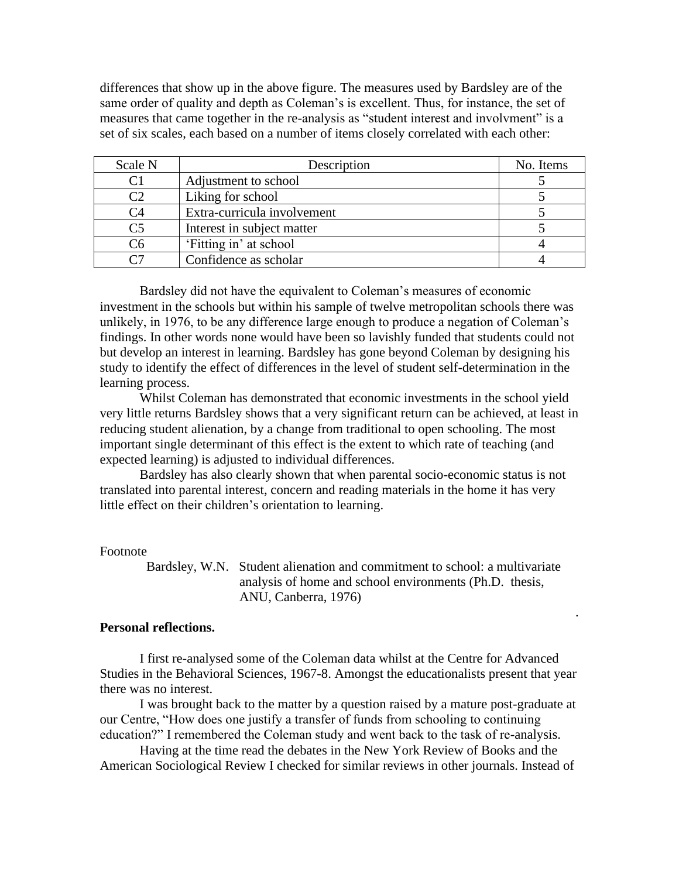differences that show up in the above figure. The measures used by Bardsley are of the same order of quality and depth as Coleman's is excellent. Thus, for instance, the set of measures that came together in the re-analysis as "student interest and involvment" is a set of six scales, each based on a number of items closely correlated with each other:

| Scale N | Description | No. Items |
|---|---|---|
| C1 | Adjustment to school | 5 |
| C2 | Liking for school | 5 |
| C4 | Extra-curricula involvement | 5 |
| C5 | Interest in subject matter | 5 |
| C6 | 'Fitting in' at school | 4 |
| C7 | Confidence as scholar | 4 |

Bardsley did not have the equivalent to Coleman's measures of economic investment in the schools but within his sample of twelve metropolitan schools there was unlikely, in 1976, to be any difference large enough to produce a negation of Coleman's findings. In other words none would have been so lavishly funded that students could not but develop an interest in learning. Bardsley has gone beyond Coleman by designing his study to identify the effect of differences in the level of student self-determination in the learning process.

Whilst Coleman has demonstrated that economic investments in the school yield very little returns Bardsley shows that a very significant return can be achieved, at least in reducing student alienation, by a change from traditional to open schooling. The most important single determinant of this effect is the extent to which rate of teaching (and expected learning) is adjusted to individual differences.

Bardsley has also clearly shown that when parental socio-economic status is not translated into parental interest, concern and reading materials in the home it has very little effect on their children's orientation to learning.

Footnote

Bardsley, W.N. Student alienation and commitment to school: a multivariate analysis of home and school environments (Ph.D. thesis, ANU, Canberra, 1976)

**Personal reflections.**

I first re-analysed some of the Coleman data whilst at the Centre for Advanced Studies in the Behavioral Sciences, 1967-8. Amongst the educationalists present that year there was no interest.

I was brought back to the matter by a question raised by a mature post-graduate at our Centre, "How does one justify a transfer of funds from schooling to continuing education?" I remembered the Coleman study and went back to the task of re-analysis.

Having at the time read the debates in the New York Review of Books and the American Sociological Review I checked for similar reviews in other journals. Instead of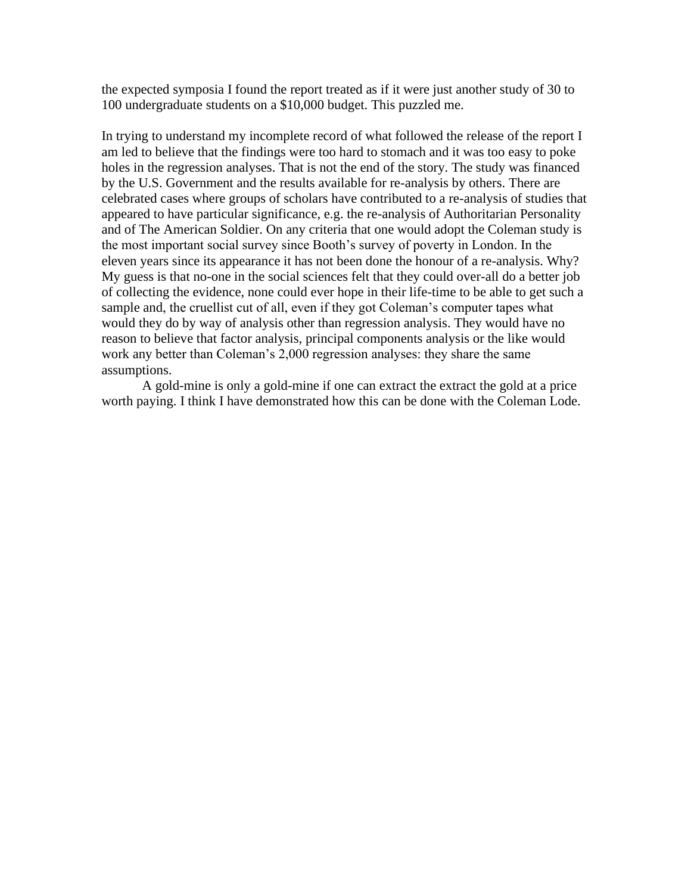the expected symposia I found the report treated as if it were just another study of 30 to 100 undergraduate students on a $10,000 budget. This puzzled me.

In trying to understand my incomplete record of what followed the release of the report I am led to believe that the findings were too hard to stomach and it was too easy to poke holes in the regression analyses. That is not the end of the story. The study was financed by the U.S. Government and the results available for re-analysis by others. There are celebrated cases where groups of scholars have contributed to a re-analysis of studies that appeared to have particular significance, e.g. the re-analysis of Authoritarian Personality and of The American Soldier. On any criteria that one would adopt the Coleman study is the most important social survey since Booth's survey of poverty in London. In the eleven years since its appearance it has not been done the honour of a re-analysis. Why? My guess is that no-one in the social sciences felt that they could over-all do a better job of collecting the evidence, none could ever hope in their life-time to be able to get such a sample and, the cruellist cut of all, even if they got Coleman's computer tapes what would they do by way of analysis other than regression analysis. They would have no reason to believe that factor analysis, principal components analysis or the like would work any better than Coleman's 2,000 regression analyses: they share the same assumptions.

A gold-mine is only a gold-mine if one can extract the extract the gold at a price worth paying. I think I have demonstrated how this can be done with the Coleman Lode.